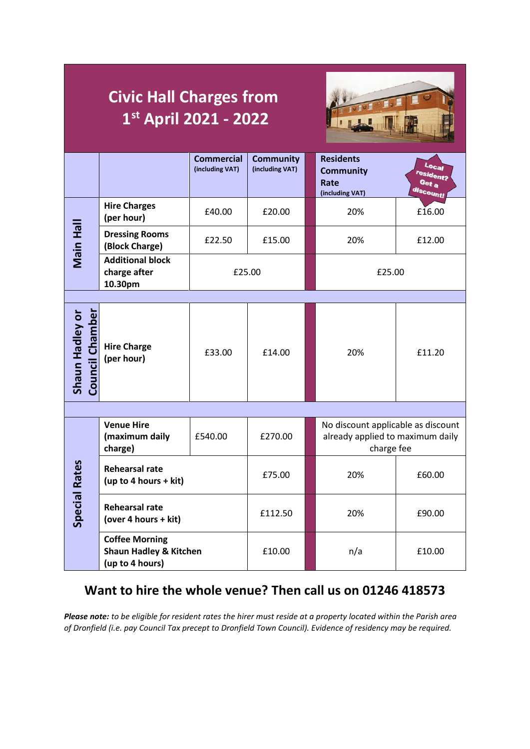# Civic Hall Charges from 1st April 2021 - 2022

| | | Commercial (including VAT) | Community (including VAT) | Residents Community Rate (including VAT) | Local resident? Get a discount! |
|---|---|---|---|---|---|
| Main Hall | Hire Charges (per hour) | £40.00 | £20.00 | 20% | £16.00 |
| | Dressing Rooms (Block Charge) | £22.50 | £15.00 | 20% | £12.00 |
| | Additional block charge after 10.30pm | £25.00 | | £25.00 | |
| Shaun Hadley or Council Chamber | Hire Charge (per hour) | £33.00 | £14.00 | 20% | £11.20 |
| Special Rates | Venue Hire (maximum daily charge) | £540.00 | £270.00 | No discount applicable as discount already applied to maximum daily charge fee | |
| | Rehearsal rate (up to 4 hours + kit) | | £75.00 | 20% | £60.00 |
| | Rehearsal rate (over 4 hours + kit) | | £112.50 | 20% | £90.00 |
| | Coffee Morning Shaun Hadley & Kitchen (up to 4 hours) | | £10.00 | n/a | £10.00 |

## Want to hire the whole venue? Then call us on 01246 418573

***Please note:*** *to be eligible for resident rates the hirer must reside at a property located within the Parish area of Dronfield (i.e. pay Council Tax precept to Dronfield Town Council). Evidence of residency may be required.*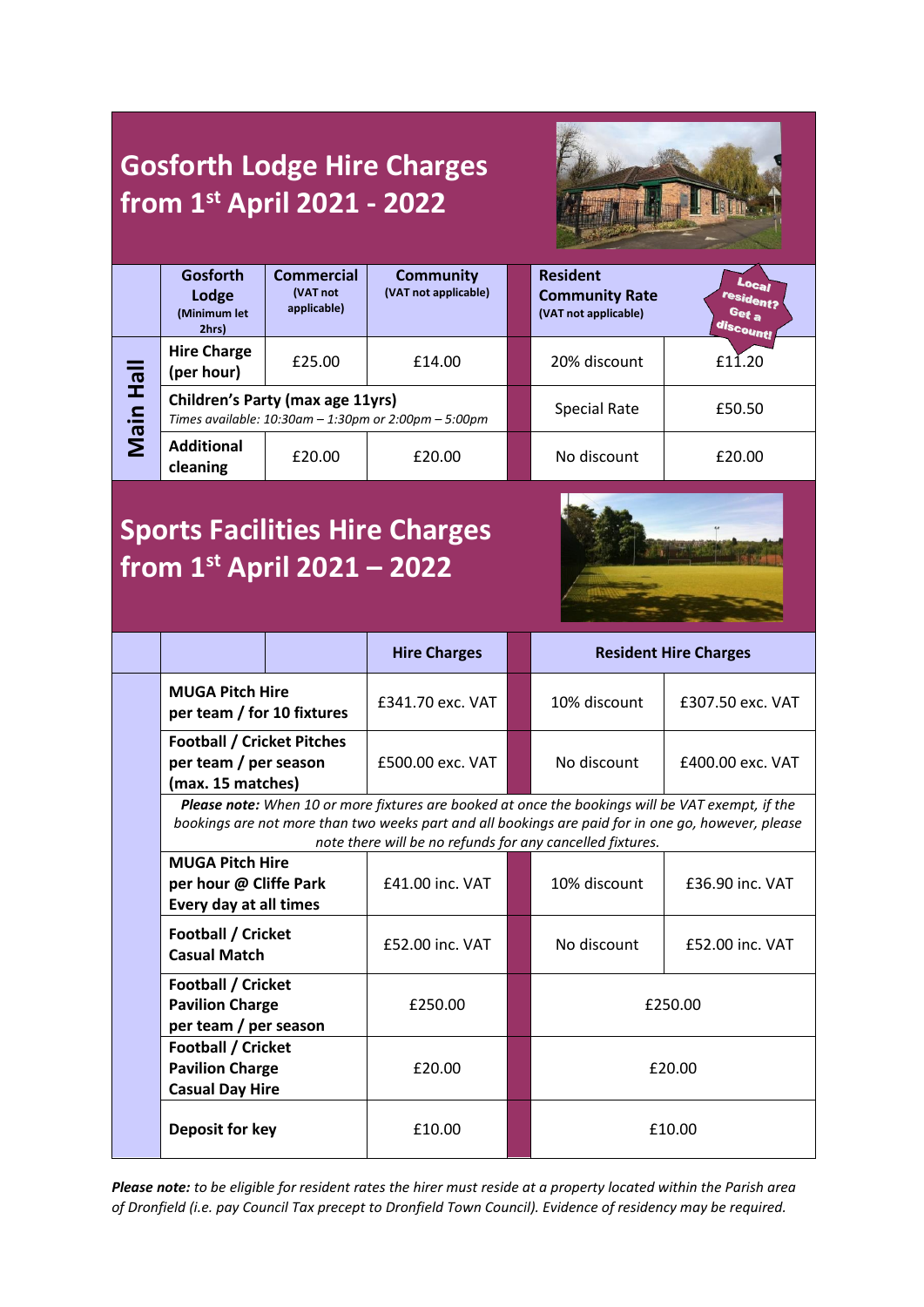# Gosforth Lodge Hire Charges from 1st April 2021 - 2022

| | Gosforth Lodge (Minimum let 2hrs) | Commercial (VAT not applicable) | Community (VAT not applicable) | Resident Community Rate (VAT not applicable) | Local resident? Get a discount! |
|---|---|---|---|---|---|
| Main Hall | Hire Charge (per hour) | £25.00 | £14.00 | 20% discount | £11.20 |
| | Children's Party (max age 11yrs) *Times available: 10:30am – 1:30pm or 2:00pm – 5:00pm* | | | Special Rate | £50.50 |
| | Additional cleaning | £20.00 | £20.00 | No discount | £20.00 |

# Sports Facilities Hire Charges from 1st April 2021 – 2022

| | Hire Charges | Resident Hire Charges | |
|---|---|---|---|
| MUGA Pitch Hire per team / for 10 fixtures | £341.70 exc. VAT | 10% discount | £307.50 exc. VAT |
| Football / Cricket Pitches per team / per season (max. 15 matches) | £500.00 exc. VAT | No discount | £400.00 exc. VAT |
| ***Please note:*** *When 10 or more fixtures are booked at once the bookings will be VAT exempt, if the bookings are not more than two weeks part and all bookings are paid for in one go, however, please note there will be no refunds for any cancelled fixtures.* | | | |
| MUGA Pitch Hire per hour @ Cliffe Park Every day at all times | £41.00 inc. VAT | 10% discount | £36.90 inc. VAT |
| Football / Cricket Casual Match | £52.00 inc. VAT | No discount | £52.00 inc. VAT |
| Football / Cricket Pavilion Charge per team / per season | £250.00 | £250.00 | |
| Football / Cricket Pavilion Charge Casual Day Hire | £20.00 | £20.00 | |
| Deposit for key | £10.00 | £10.00 | |

***Please note:*** *to be eligible for resident rates the hirer must reside at a property located within the Parish area of Dronfield (i.e. pay Council Tax precept to Dronfield Town Council). Evidence of residency may be required.*